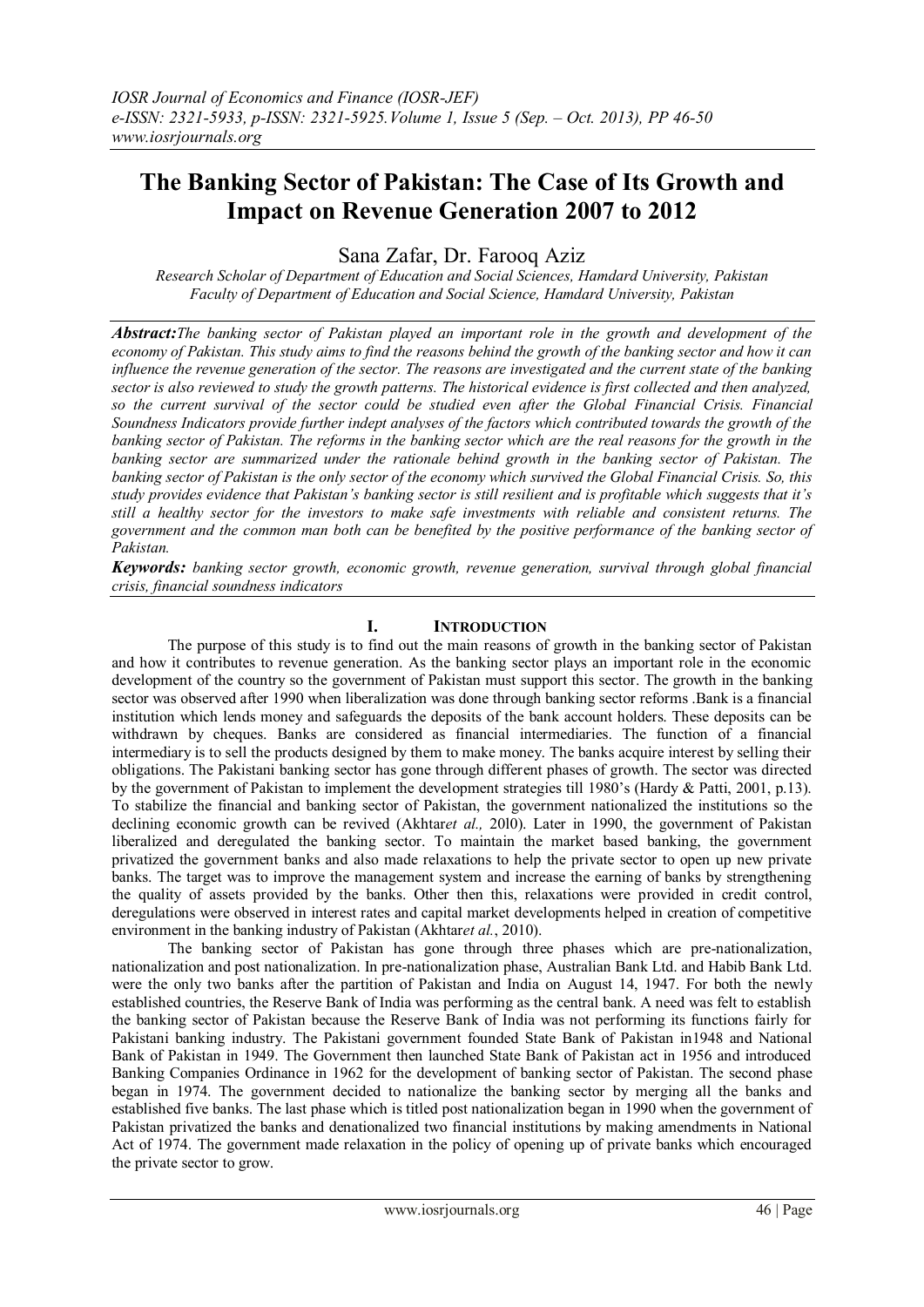# The Banking Sector of Pakistan: The Case of Its Growth and Impact on Revenue Generation 2007 to 2012

Sana Zafar, Dr. Farooq Aziz

*Research Scholar of Department of Education and Social Sciences, Hamdard University, Pakistan*
*Faculty of Department of Education and Social Science, Hamdard University, Pakistan*

***Abstract:****The banking sector of Pakistan played an important role in the growth and development of the economy of Pakistan. This study aims to find the reasons behind the growth of the banking sector and how it can influence the revenue generation of the sector. The reasons are investigated and the current state of the banking sector is also reviewed to study the growth patterns. The historical evidence is first collected and then analyzed, so the current survival of the sector could be studied even after the Global Financial Crisis. Financial Soundness Indicators provide further indept analyses of the factors which contributed towards the growth of the banking sector of Pakistan. The reforms in the banking sector which are the real reasons for the growth in the banking sector are summarized under the rationale behind growth in the banking sector of Pakistan. The banking sector of Pakistan is the only sector of the economy which survived the Global Financial Crisis. So, this study provides evidence that Pakistan's banking sector is still resilient and is profitable which suggests that it's still a healthy sector for the investors to make safe investments with reliable and consistent returns. The government and the common man both can be benefited by the positive performance of the banking sector of Pakistan.*

***Keywords:*** *banking sector growth, economic growth, revenue generation, survival through global financial crisis, financial soundness indicators*

## I. Introduction

The purpose of this study is to find out the main reasons of growth in the banking sector of Pakistan and how it contributes to revenue generation. As the banking sector plays an important role in the economic development of the country so the government of Pakistan must support this sector. The growth in the banking sector was observed after 1990 when liberalization was done through banking sector reforms .Bank is a financial institution which lends money and safeguards the deposits of the bank account holders. These deposits can be withdrawn by cheques. Banks are considered as financial intermediaries. The function of a financial intermediary is to sell the products designed by them to make money. The banks acquire interest by selling their obligations. The Pakistani banking sector has gone through different phases of growth. The sector was directed by the government of Pakistan to implement the development strategies till 1980's (Hardy & Patti, 2001, p.13). To stabilize the financial and banking sector of Pakistan, the government nationalized the institutions so the declining economic growth can be revived (Akhtar*et al.,* 20l0). Later in 1990, the government of Pakistan liberalized and deregulated the banking sector. To maintain the market based banking, the government privatized the government banks and also made relaxations to help the private sector to open up new private banks. The target was to improve the management system and increase the earning of banks by strengthening the quality of assets provided by the banks. Other then this, relaxations were provided in credit control, deregulations were observed in interest rates and capital market developments helped in creation of competitive environment in the banking industry of Pakistan (Akhtar*et al.*, 2010).

The banking sector of Pakistan has gone through three phases which are pre-nationalization, nationalization and post nationalization. In pre-nationalization phase, Australian Bank Ltd. and Habib Bank Ltd. were the only two banks after the partition of Pakistan and India on August 14, 1947. For both the newly established countries, the Reserve Bank of India was performing as the central bank. A need was felt to establish the banking sector of Pakistan because the Reserve Bank of India was not performing its functions fairly for Pakistani banking industry. The Pakistani government founded State Bank of Pakistan in1948 and National Bank of Pakistan in 1949. The Government then launched State Bank of Pakistan act in 1956 and introduced Banking Companies Ordinance in 1962 for the development of banking sector of Pakistan. The second phase began in 1974. The government decided to nationalize the banking sector by merging all the banks and established five banks. The last phase which is titled post nationalization began in 1990 when the government of Pakistan privatized the banks and denationalized two financial institutions by making amendments in National Act of 1974. The government made relaxation in the policy of opening up of private banks which encouraged the private sector to grow.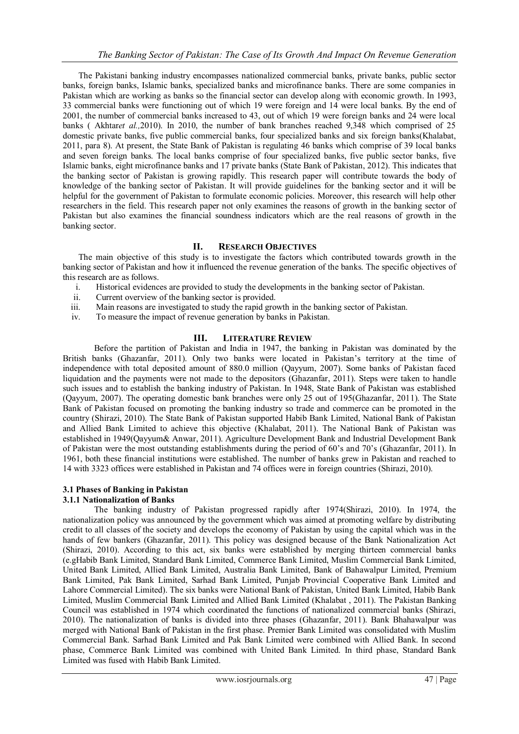The Pakistani banking industry encompasses nationalized commercial banks, private banks, public sector banks, foreign banks, Islamic banks, specialized banks and microfinance banks. There are some companies in Pakistan which are working as banks so the financial sector can develop along with economic growth. In 1993, 33 commercial banks were functioning out of which 19 were foreign and 14 were local banks. By the end of 2001, the number of commercial banks increased to 43, out of which 19 were foreign banks and 24 were local banks ( Akhtar*et al.,*2010). In 2010, the number of bank branches reached 9,348 which comprised of 25 domestic private banks, five public commercial banks, four specialized banks and six foreign banks(Khalabat, 2011, para 8). At present, the State Bank of Pakistan is regulating 46 banks which comprise of 39 local banks and seven foreign banks. The local banks comprise of four specialized banks, five public sector banks, five Islamic banks, eight microfinance banks and 17 private banks (State Bank of Pakistan, 2012). This indicates that the banking sector of Pakistan is growing rapidly. This research paper will contribute towards the body of knowledge of the banking sector of Pakistan. It will provide guidelines for the banking sector and it will be helpful for the government of Pakistan to formulate economic policies. Moreover, this research will help other researchers in the field. This research paper not only examines the reasons of growth in the banking sector of Pakistan but also examines the financial soundness indicators which are the real reasons of growth in the banking sector.

## II. Research Objectives

The main objective of this study is to investigate the factors which contributed towards growth in the banking sector of Pakistan and how it influenced the revenue generation of the banks. The specific objectives of this research are as follows.

i. Historical evidences are provided to study the developments in the banking sector of Pakistan.
ii. Current overview of the banking sector is provided.
iii. Main reasons are investigated to study the rapid growth in the banking sector of Pakistan.
iv. To measure the impact of revenue generation by banks in Pakistan.

## III. Literature Review

Before the partition of Pakistan and India in 1947, the banking in Pakistan was dominated by the British banks (Ghazanfar, 2011). Only two banks were located in Pakistan's territory at the time of independence with total deposited amount of 880.0 million (Qayyum, 2007). Some banks of Pakistan faced liquidation and the payments were not made to the depositors (Ghazanfar, 2011). Steps were taken to handle such issues and to establish the banking industry of Pakistan. In 1948, State Bank of Pakistan was established (Qayyum, 2007). The operating domestic bank branches were only 25 out of 195(Ghazanfar, 2011). The State Bank of Pakistan focused on promoting the banking industry so trade and commerce can be promoted in the country (Shirazi, 2010). The State Bank of Pakistan supported Habib Bank Limited, National Bank of Pakistan and Allied Bank Limited to achieve this objective (Khalabat, 2011). The National Bank of Pakistan was established in 1949(Qayyum& Anwar, 2011). Agriculture Development Bank and Industrial Development Bank of Pakistan were the most outstanding establishments during the period of 60's and 70's (Ghazanfar, 2011). In 1961, both these financial institutions were established. The number of banks grew in Pakistan and reached to 14 with 3323 offices were established in Pakistan and 74 offices were in foreign countries (Shirazi, 2010).

### 3.1 Phases of Banking in Pakistan

#### 3.1.1 Nationalization of Banks

The banking industry of Pakistan progressed rapidly after 1974(Shirazi, 2010). In 1974, the nationalization policy was announced by the government which was aimed at promoting welfare by distributing credit to all classes of the society and develops the economy of Pakistan by using the capital which was in the hands of few bankers (Ghazanfar, 2011). This policy was designed because of the Bank Nationalization Act (Shirazi, 2010). According to this act, six banks were established by merging thirteen commercial banks (e.gHabib Bank Limited, Standard Bank Limited, Commerce Bank Limited, Muslim Commercial Bank Limited, United Bank Limited, Allied Bank Limited, Australia Bank Limited, Bank of Bahawalpur Limited, Premium Bank Limited, Pak Bank Limited, Sarhad Bank Limited, Punjab Provincial Cooperative Bank Limited and Lahore Commercial Limited). The six banks were National Bank of Pakistan, United Bank Limited, Habib Bank Limited, Muslim Commercial Bank Limited and Allied Bank Limited (Khalabat , 2011). The Pakistan Banking Council was established in 1974 which coordinated the functions of nationalized commercial banks (Shirazi, 2010). The nationalization of banks is divided into three phases (Ghazanfar, 2011). Bank Bhahawalpur was merged with National Bank of Pakistan in the first phase. Premier Bank Limited was consolidated with Muslim Commercial Bank. Sarhad Bank Limited and Pak Bank Limited were combined with Allied Bank. In second phase, Commerce Bank Limited was combined with United Bank Limited. In third phase, Standard Bank Limited was fused with Habib Bank Limited.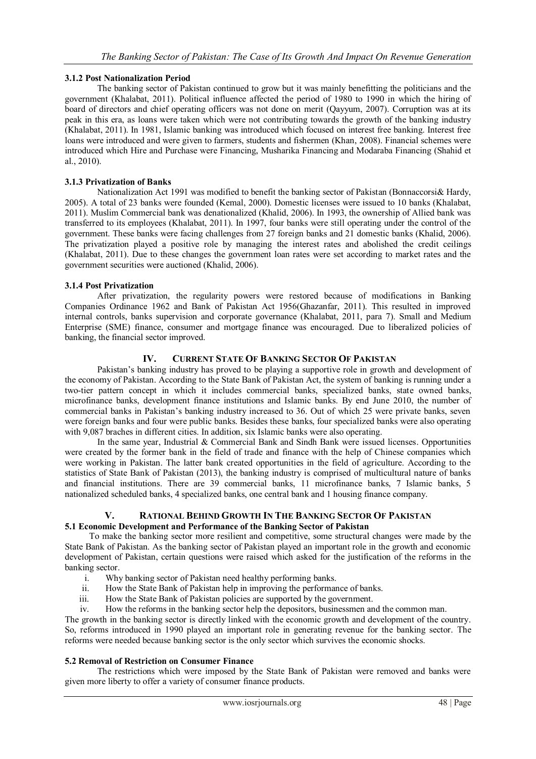### 3.1.2 Post Nationalization Period

The banking sector of Pakistan continued to grow but it was mainly benefitting the politicians and the government (Khalabat, 2011). Political influence affected the period of 1980 to 1990 in which the hiring of board of directors and chief operating officers was not done on merit (Qayyum, 2007). Corruption was at its peak in this era, as loans were taken which were not contributing towards the growth of the banking industry (Khalabat, 2011). In 1981, Islamic banking was introduced which focused on interest free banking. Interest free loans were introduced and were given to farmers, students and fishermen (Khan, 2008). Financial schemes were introduced which Hire and Purchase were Financing, Musharika Financing and Modaraba Financing (Shahid et al., 2010).

### 3.1.3 Privatization of Banks

Nationalization Act 1991 was modified to benefit the banking sector of Pakistan (Bonnaccorsi& Hardy, 2005). A total of 23 banks were founded (Kemal, 2000). Domestic licenses were issued to 10 banks (Khalabat, 2011). Muslim Commercial bank was denationalized (Khalid, 2006). In 1993, the ownership of Allied bank was transferred to its employees (Khalabat, 2011). In 1997, four banks were still operating under the control of the government. These banks were facing challenges from 27 foreign banks and 21 domestic banks (Khalid, 2006). The privatization played a positive role by managing the interest rates and abolished the credit ceilings (Khalabat, 2011). Due to these changes the government loan rates were set according to market rates and the government securities were auctioned (Khalid, 2006).

### 3.1.4 Post Privatization

After privatization, the regularity powers were restored because of modifications in Banking Companies Ordinance 1962 and Bank of Pakistan Act 1956(Ghazanfar, 2011). This resulted in improved internal controls, banks supervision and corporate governance (Khalabat, 2011, para 7). Small and Medium Enterprise (SME) finance, consumer and mortgage finance was encouraged. Due to liberalized policies of banking, the financial sector improved.

## IV. Current State Of Banking Sector Of Pakistan

Pakistan's banking industry has proved to be playing a supportive role in growth and development of the economy of Pakistan. According to the State Bank of Pakistan Act, the system of banking is running under a two-tier pattern concept in which it includes commercial banks, specialized banks, state owned banks, microfinance banks, development finance institutions and Islamic banks. By end June 2010, the number of commercial banks in Pakistan's banking industry increased to 36. Out of which 25 were private banks, seven were foreign banks and four were public banks. Besides these banks, four specialized banks were also operating with 9,087 braches in different cities. In addition, six Islamic banks were also operating.

In the same year, Industrial & Commercial Bank and Sindh Bank were issued licenses. Opportunities were created by the former bank in the field of trade and finance with the help of Chinese companies which were working in Pakistan. The latter bank created opportunities in the field of agriculture. According to the statistics of State Bank of Pakistan (2013), the banking industry is comprised of multicultural nature of banks and financial institutions. There are 39 commercial banks, 11 microfinance banks, 7 Islamic banks, 5 nationalized scheduled banks, 4 specialized banks, one central bank and 1 housing finance company.

## V. Rational Behind Growth In The Banking Sector Of Pakistan

### 5.1 Economic Development and Performance of the Banking Sector of Pakistan

To make the banking sector more resilient and competitive, some structural changes were made by the State Bank of Pakistan. As the banking sector of Pakistan played an important role in the growth and economic development of Pakistan, certain questions were raised which asked for the justification of the reforms in the banking sector.

i. Why banking sector of Pakistan need healthy performing banks.
ii. How the State Bank of Pakistan help in improving the performance of banks.
iii. How the State Bank of Pakistan policies are supported by the government.
iv. How the reforms in the banking sector help the depositors, businessmen and the common man.

The growth in the banking sector is directly linked with the economic growth and development of the country. So, reforms introduced in 1990 played an important role in generating revenue for the banking sector. The reforms were needed because banking sector is the only sector which survives the economic shocks.

### 5.2 Removal of Restriction on Consumer Finance

The restrictions which were imposed by the State Bank of Pakistan were removed and banks were given more liberty to offer a variety of consumer finance products.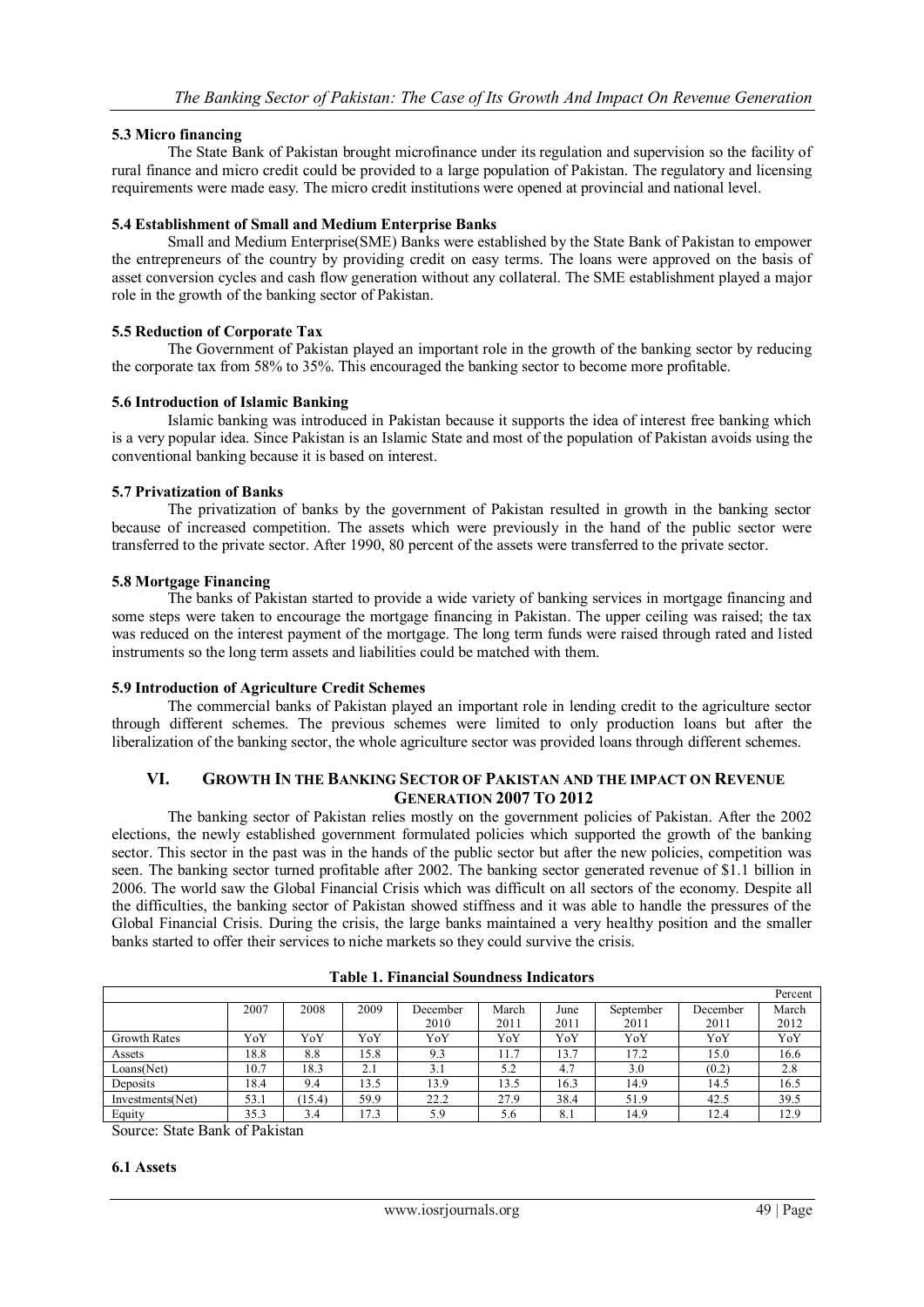### 5.3 Micro financing

The State Bank of Pakistan brought microfinance under its regulation and supervision so the facility of rural finance and micro credit could be provided to a large population of Pakistan. The regulatory and licensing requirements were made easy. The micro credit institutions were opened at provincial and national level.

### 5.4 Establishment of Small and Medium Enterprise Banks

Small and Medium Enterprise(SME) Banks were established by the State Bank of Pakistan to empower the entrepreneurs of the country by providing credit on easy terms. The loans were approved on the basis of asset conversion cycles and cash flow generation without any collateral. The SME establishment played a major role in the growth of the banking sector of Pakistan.

### 5.5 Reduction of Corporate Tax

The Government of Pakistan played an important role in the growth of the banking sector by reducing the corporate tax from 58% to 35%. This encouraged the banking sector to become more profitable.

### 5.6 Introduction of Islamic Banking

Islamic banking was introduced in Pakistan because it supports the idea of interest free banking which is a very popular idea. Since Pakistan is an Islamic State and most of the population of Pakistan avoids using the conventional banking because it is based on interest.

### 5.7 Privatization of Banks

The privatization of banks by the government of Pakistan resulted in growth in the banking sector because of increased competition. The assets which were previously in the hand of the public sector were transferred to the private sector. After 1990, 80 percent of the assets were transferred to the private sector.

### 5.8 Mortgage Financing

The banks of Pakistan started to provide a wide variety of banking services in mortgage financing and some steps were taken to encourage the mortgage financing in Pakistan. The upper ceiling was raised; the tax was reduced on the interest payment of the mortgage. The long term funds were raised through rated and listed instruments so the long term assets and liabilities could be matched with them.

### 5.9 Introduction of Agriculture Credit Schemes

The commercial banks of Pakistan played an important role in lending credit to the agriculture sector through different schemes. The previous schemes were limited to only production loans but after the liberalization of the banking sector, the whole agriculture sector was provided loans through different schemes.

## VI. GROWTH IN THE BANKING SECTOR OF PAKISTAN AND THE IMPACT ON REVENUE GENERATION 2007 TO 2012

The banking sector of Pakistan relies mostly on the government policies of Pakistan. After the 2002 elections, the newly established government formulated policies which supported the growth of the banking sector. This sector in the past was in the hands of the public sector but after the new policies, competition was seen. The banking sector turned profitable after 2002. The banking sector generated revenue of $1.1 billion in 2006. The world saw the Global Financial Crisis which was difficult on all sectors of the economy. Despite all the difficulties, the banking sector of Pakistan showed stiffness and it was able to handle the pressures of the Global Financial Crisis. During the crisis, the large banks maintained a very healthy position and the smaller banks started to offer their services to niche markets so they could survive the crisis.

**Table 1. Financial Soundness Indicators**

Percent

| | 2007 | 2008 | 2009 | December 2010 | March 2011 | June 2011 | September 2011 | December 2011 | March 2012 |
|---|---|---|---|---|---|---|---|---|---|
| Growth Rates | YoY | YoY | YoY | YoY | YoY | YoY | YoY | YoY | YoY |
| Assets | 18.8 | 8.8 | 15.8 | 9.3 | 11.7 | 13.7 | 17.2 | 15.0 | 16.6 |
| Loans(Net) | 10.7 | 18.3 | 2.1 | 3.1 | 5.2 | 4.7 | 3.0 | (0.2) | 2.8 |
| Deposits | 18.4 | 9.4 | 13.5 | 13.9 | 13.5 | 16.3 | 14.9 | 14.5 | 16.5 |
| Investments(Net) | 53.1 | (15.4) | 59.9 | 22.2 | 27.9 | 38.4 | 51.9 | 42.5 | 39.5 |
| Equity | 35.3 | 3.4 | 17.3 | 5.9 | 5.6 | 8.1 | 14.9 | 12.4 | 12.9 |

Source: State Bank of Pakistan

### 6.1 Assets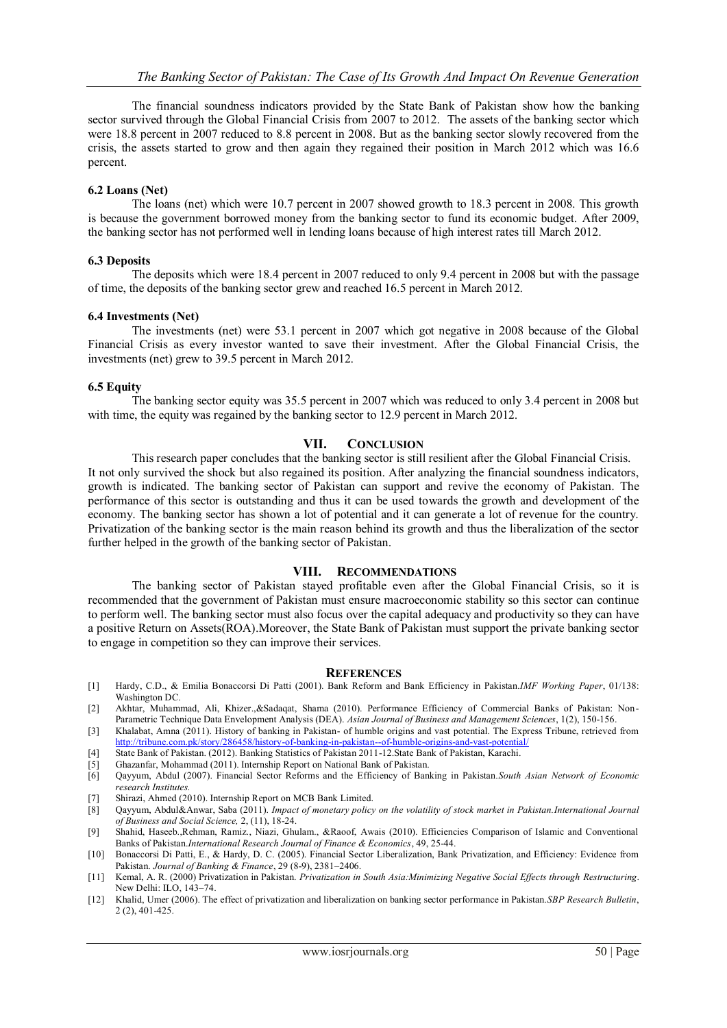The financial soundness indicators provided by the State Bank of Pakistan show how the banking sector survived through the Global Financial Crisis from 2007 to 2012. The assets of the banking sector which were 18.8 percent in 2007 reduced to 8.8 percent in 2008. But as the banking sector slowly recovered from the crisis, the assets started to grow and then again they regained their position in March 2012 which was 16.6 percent.

### 6.2 Loans (Net)

The loans (net) which were 10.7 percent in 2007 showed growth to 18.3 percent in 2008. This growth is because the government borrowed money from the banking sector to fund its economic budget. After 2009, the banking sector has not performed well in lending loans because of high interest rates till March 2012.

### 6.3 Deposits

The deposits which were 18.4 percent in 2007 reduced to only 9.4 percent in 2008 but with the passage of time, the deposits of the banking sector grew and reached 16.5 percent in March 2012.

### 6.4 Investments (Net)

The investments (net) were 53.1 percent in 2007 which got negative in 2008 because of the Global Financial Crisis as every investor wanted to save their investment. After the Global Financial Crisis, the investments (net) grew to 39.5 percent in March 2012.

### 6.5 Equity

The banking sector equity was 35.5 percent in 2007 which was reduced to only 3.4 percent in 2008 but with time, the equity was regained by the banking sector to 12.9 percent in March 2012.

## VII. Conclusion

This research paper concludes that the banking sector is still resilient after the Global Financial Crisis. It not only survived the shock but also regained its position. After analyzing the financial soundness indicators, growth is indicated. The banking sector of Pakistan can support and revive the economy of Pakistan. The performance of this sector is outstanding and thus it can be used towards the growth and development of the economy. The banking sector has shown a lot of potential and it can generate a lot of revenue for the country. Privatization of the banking sector is the main reason behind its growth and thus the liberalization of the sector further helped in the growth of the banking sector of Pakistan.

## VIII. Recommendations

The banking sector of Pakistan stayed profitable even after the Global Financial Crisis, so it is recommended that the government of Pakistan must ensure macroeconomic stability so this sector can continue to perform well. The banking sector must also focus over the capital adequacy and productivity so they can have a positive Return on Assets(ROA).Moreover, the State Bank of Pakistan must support the private banking sector to engage in competition so they can improve their services.

## References

[1] Hardy, C.D., & Emilia Bonaccorsi Di Patti (2001). Bank Reform and Bank Efficiency in Pakistan.*IMF Working Paper*, 01/138: Washington DC.

[2] Akhtar, Muhammad, Ali, Khizer.,&Sadaqat, Shama (2010). Performance Efficiency of Commercial Banks of Pakistan: Non-Parametric Technique Data Envelopment Analysis (DEA). *Asian Journal of Business and Management Sciences*, 1(2), 150-156.

[3] Khalabat, Amna (2011). History of banking in Pakistan- of humble origins and vast potential. The Express Tribune, retrieved from http://tribune.com.pk/story/286458/history-of-banking-in-pakistan--of-humble-origins-and-vast-potential/

[4] State Bank of Pakistan. (2012). Banking Statistics of Pakistan 2011-12.State Bank of Pakistan, Karachi.

[5] Ghazanfar, Mohammad (2011). Internship Report on National Bank of Pakistan.

[6] Qayyum, Abdul (2007). Financial Sector Reforms and the Efficiency of Banking in Pakistan.*South Asian Network of Economic research Institutes.*

[7] Shirazi, Ahmed (2010). Internship Report on MCB Bank Limited.

[8] Qayyum, Abdul&Anwar, Saba (2011). *Impact of monetary policy on the volatility of stock market in Pakistan.International Journal of Business and Social Science,* 2, (11), 18-24.

[9] Shahid, Haseeb.,Rehman, Ramiz., Niazi, Ghulam., &Raoof, Awais (2010). Efficiencies Comparison of Islamic and Conventional Banks of Pakistan.*International Research Journal of Finance & Economics*, 49, 25-44.

[10] Bonaccorsi Di Patti, E., & Hardy, D. C. (2005). Financial Sector Liberalization, Bank Privatization, and Efficiency: Evidence from Pakistan. *Journal of Banking & Finance*, 29 (8-9), 2381–2406.

[11] Kemal, A. R. (2000) Privatization in Pakistan. *Privatization in South Asia:Minimizing Negative Social Effects through Restructuring*. New Delhi: ILO, 143–74.

[12] Khalid, Umer (2006). The effect of privatization and liberalization on banking sector performance in Pakistan.*SBP Research Bulletin*, 2 (2), 401-425.